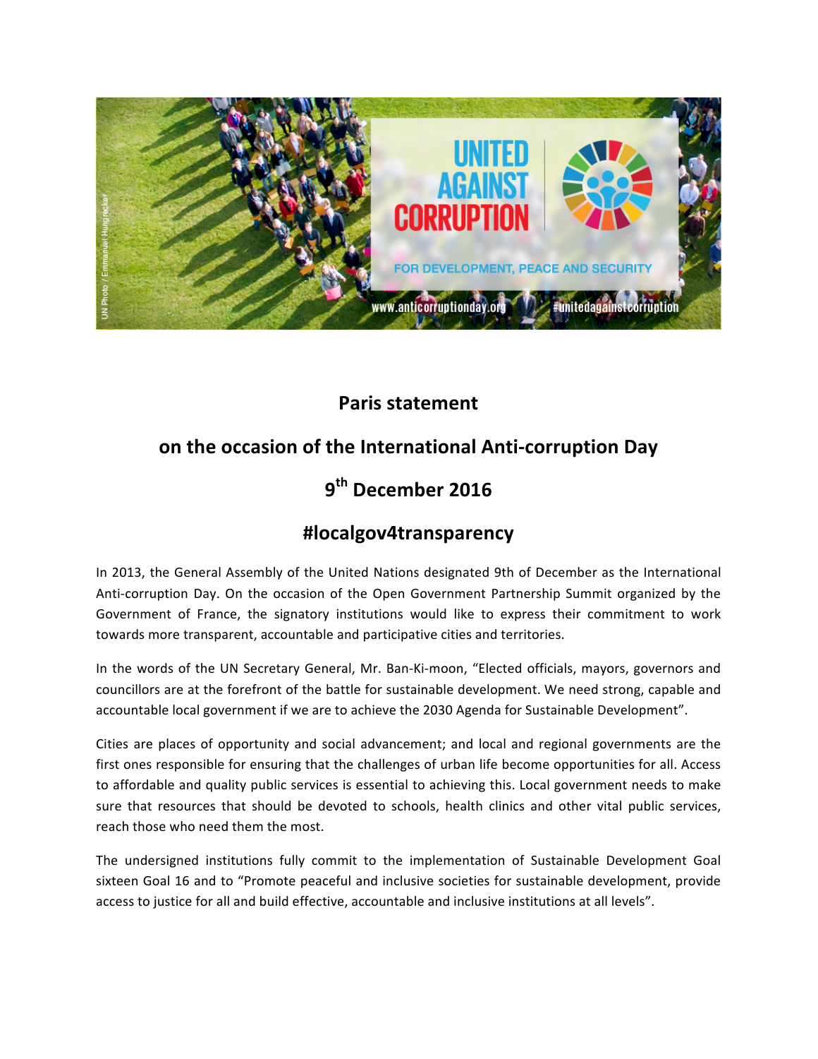# Paris statement

## on the occasion of the International Anti-corruption Day

## 9th December 2016

## #localgov4transparency

In 2013, the General Assembly of the United Nations designated 9th of December as the International Anti-corruption Day. On the occasion of the Open Government Partnership Summit organized by the Government of France, the signatory institutions would like to express their commitment to work towards more transparent, accountable and participative cities and territories.

In the words of the UN Secretary General, Mr. Ban-Ki-moon, “Elected officials, mayors, governors and councillors are at the forefront of the battle for sustainable development. We need strong, capable and accountable local government if we are to achieve the 2030 Agenda for Sustainable Development”.

Cities are places of opportunity and social advancement; and local and regional governments are the first ones responsible for ensuring that the challenges of urban life become opportunities for all. Access to affordable and quality public services is essential to achieving this. Local government needs to make sure that resources that should be devoted to schools, health clinics and other vital public services, reach those who need them the most.

The undersigned institutions fully commit to the implementation of Sustainable Development Goal sixteen Goal 16 and to “Promote peaceful and inclusive societies for sustainable development, provide access to justice for all and build effective, accountable and inclusive institutions at all levels”.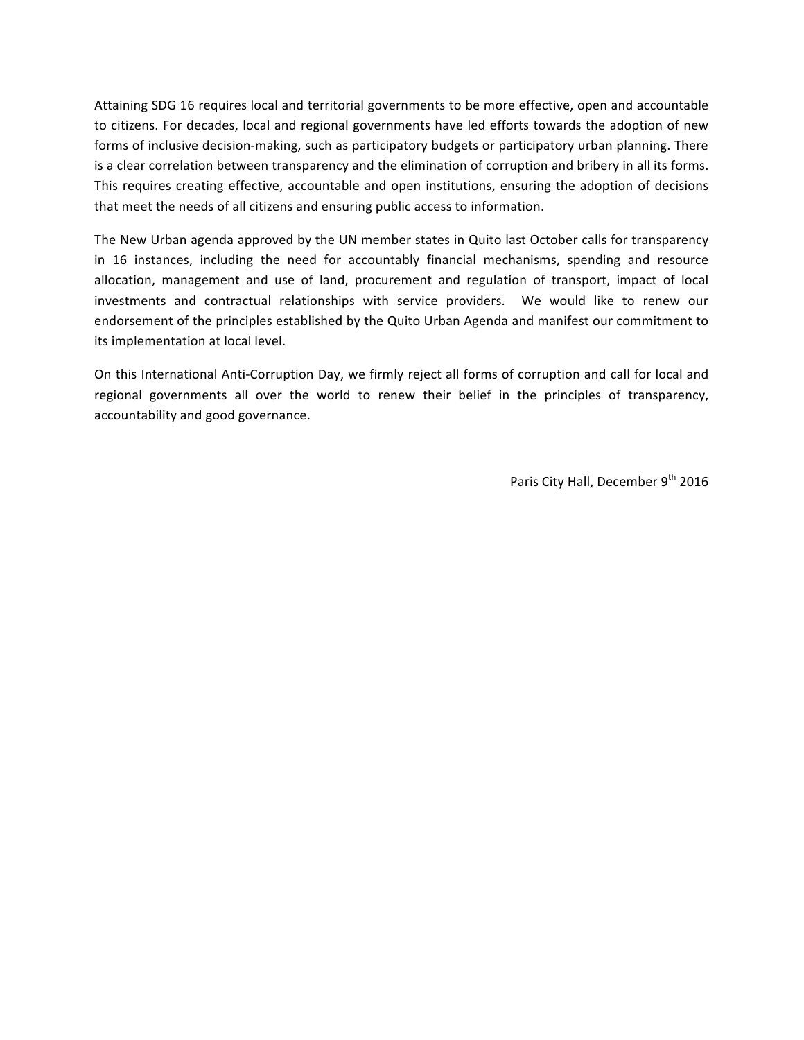Attaining SDG 16 requires local and territorial governments to be more effective, open and accountable to citizens. For decades, local and regional governments have led efforts towards the adoption of new forms of inclusive decision-making, such as participatory budgets or participatory urban planning. There is a clear correlation between transparency and the elimination of corruption and bribery in all its forms. This requires creating effective, accountable and open institutions, ensuring the adoption of decisions that meet the needs of all citizens and ensuring public access to information.

The New Urban agenda approved by the UN member states in Quito last October calls for transparency in 16 instances, including the need for accountably financial mechanisms, spending and resource allocation, management and use of land, procurement and regulation of transport, impact of local investments and contractual relationships with service providers. We would like to renew our endorsement of the principles established by the Quito Urban Agenda and manifest our commitment to its implementation at local level.

On this International Anti-Corruption Day, we firmly reject all forms of corruption and call for local and regional governments all over the world to renew their belief in the principles of transparency, accountability and good governance.

Paris City Hall, December 9th 2016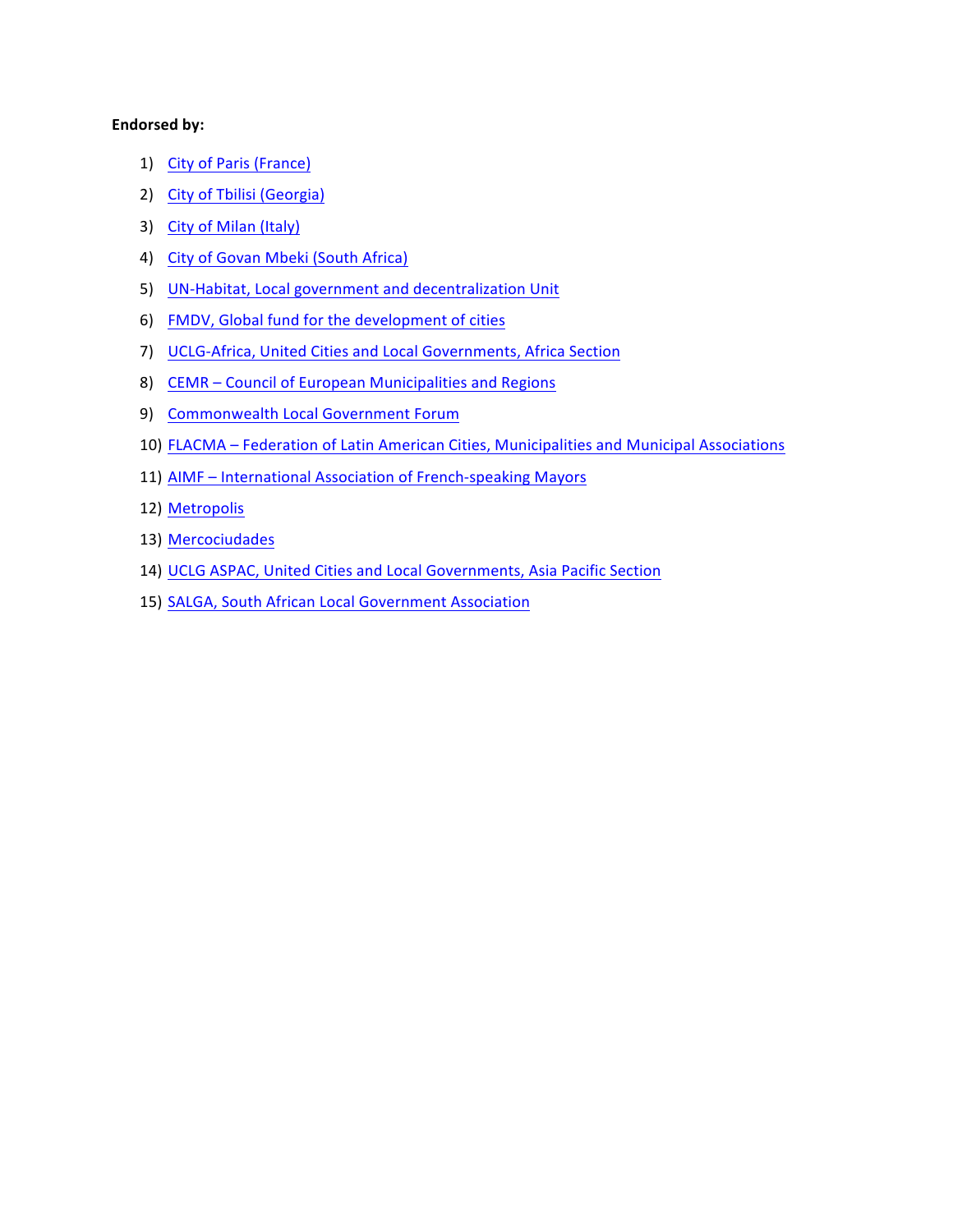**Endorsed by:**

1) City of Paris (France)
2) City of Tbilisi (Georgia)
3) City of Milan (Italy)
4) City of Govan Mbeki (South Africa)
5) UN-Habitat, Local government and decentralization Unit
6) FMDV, Global fund for the development of cities
7) UCLG-Africa, United Cities and Local Governments, Africa Section
8) CEMR – Council of European Municipalities and Regions
9) Commonwealth Local Government Forum
10) FLACMA – Federation of Latin American Cities, Municipalities and Municipal Associations
11) AIMF – International Association of French-speaking Mayors
12) Metropolis
13) Mercociudades
14) UCLG ASPAC, United Cities and Local Governments, Asia Pacific Section
15) SALGA, South African Local Government Association